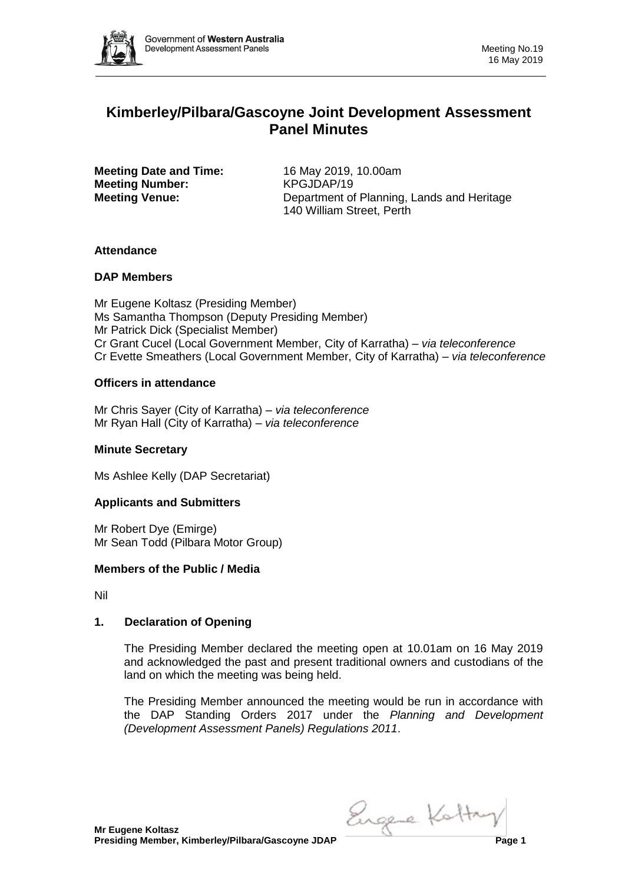# Kimberley/Pilbara/Gascoyne Joint Development Assessment Panel Minutes

**Meeting Date and Time:** 16 May 2019, 10.00am
**Meeting Number:** KPGJDAP/19
**Meeting Venue:** Department of Planning, Lands and Heritage
140 William Street, Perth

## Attendance

### DAP Members

Mr Eugene Koltasz (Presiding Member)
Ms Samantha Thompson (Deputy Presiding Member)
Mr Patrick Dick (Specialist Member)
Cr Grant Cucel (Local Government Member, City of Karratha) – *via teleconference*
Cr Evette Smeathers (Local Government Member, City of Karratha) – *via teleconference*

### Officers in attendance

Mr Chris Sayer (City of Karratha) – *via teleconference*
Mr Ryan Hall (City of Karratha) – *via teleconference*

### Minute Secretary

Ms Ashlee Kelly (DAP Secretariat)

### Applicants and Submitters

Mr Robert Dye (Emirge)
Mr Sean Todd (Pilbara Motor Group)

### Members of the Public / Media

Nil

## 1. Declaration of Opening

The Presiding Member declared the meeting open at 10.01am on 16 May 2019 and acknowledged the past and present traditional owners and custodians of the land on which the meeting was being held.

The Presiding Member announced the meeting would be run in accordance with the DAP Standing Orders 2017 under the *Planning and Development (Development Assessment Panels) Regulations 2011*.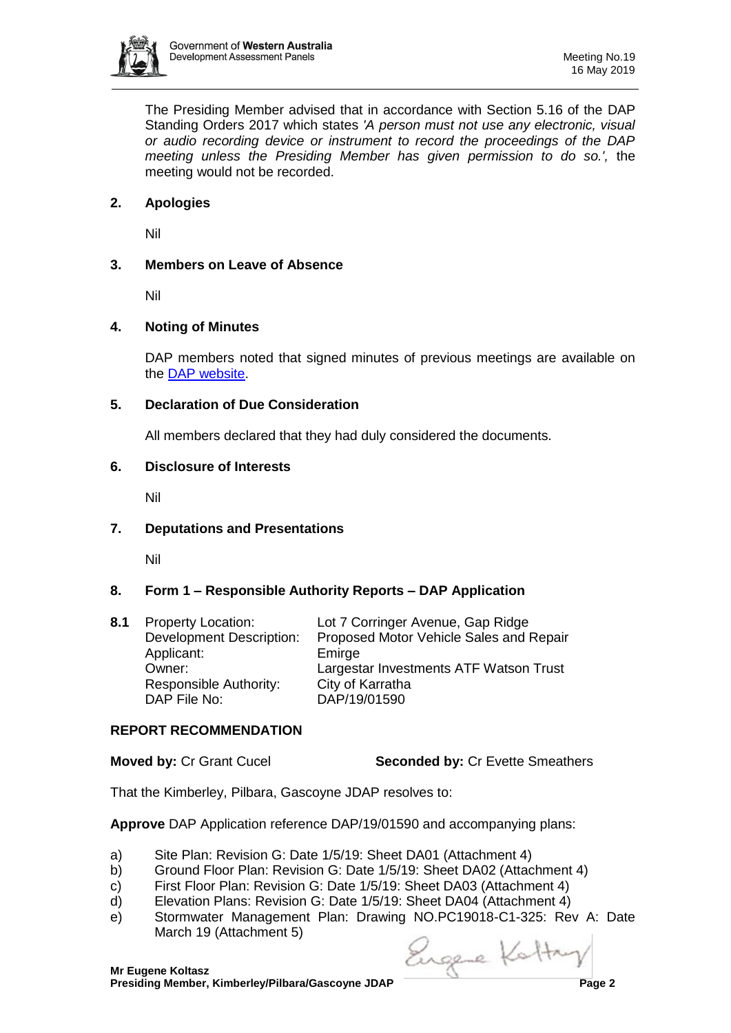The Presiding Member advised that in accordance with Section 5.16 of the DAP Standing Orders 2017 which states *'A person must not use any electronic, visual or audio recording device or instrument to record the proceedings of the DAP meeting unless the Presiding Member has given permission to do so.',* the meeting would not be recorded.

## 2. Apologies

Nil

## 3. Members on Leave of Absence

Nil

## 4. Noting of Minutes

DAP members noted that signed minutes of previous meetings are available on the DAP website.

## 5. Declaration of Due Consideration

All members declared that they had duly considered the documents.

## 6. Disclosure of Interests

Nil

## 7. Deputations and Presentations

Nil

## 8. Form 1 – Responsible Authority Reports – DAP Application

**8.1**

| | |
|---|---|
| Property Location: | Lot 7 Corringer Avenue, Gap Ridge |
| Development Description: | Proposed Motor Vehicle Sales and Repair |
| Applicant: | Emirge |
| Owner: | Largestar Investments ATF Watson Trust |
| Responsible Authority: | City of Karratha |
| DAP File No: | DAP/19/01590 |

**REPORT RECOMMENDATION**

**Moved by:** Cr Grant Cucel **Seconded by:** Cr Evette Smeathers

That the Kimberley, Pilbara, Gascoyne JDAP resolves to:

**Approve** DAP Application reference DAP/19/01590 and accompanying plans:

a) Site Plan: Revision G: Date 1/5/19: Sheet DA01 (Attachment 4)
b) Ground Floor Plan: Revision G: Date 1/5/19: Sheet DA02 (Attachment 4)
c) First Floor Plan: Revision G: Date 1/5/19: Sheet DA03 (Attachment 4)
d) Elevation Plans: Revision G: Date 1/5/19: Sheet DA04 (Attachment 4)
e) Stormwater Management Plan: Drawing NO.PC19018-C1-325: Rev A: Date March 19 (Attachment 5)

**Mr Eugene Koltasz**
**Presiding Member, Kimberley/Pilbara/Gascoyne JDAP**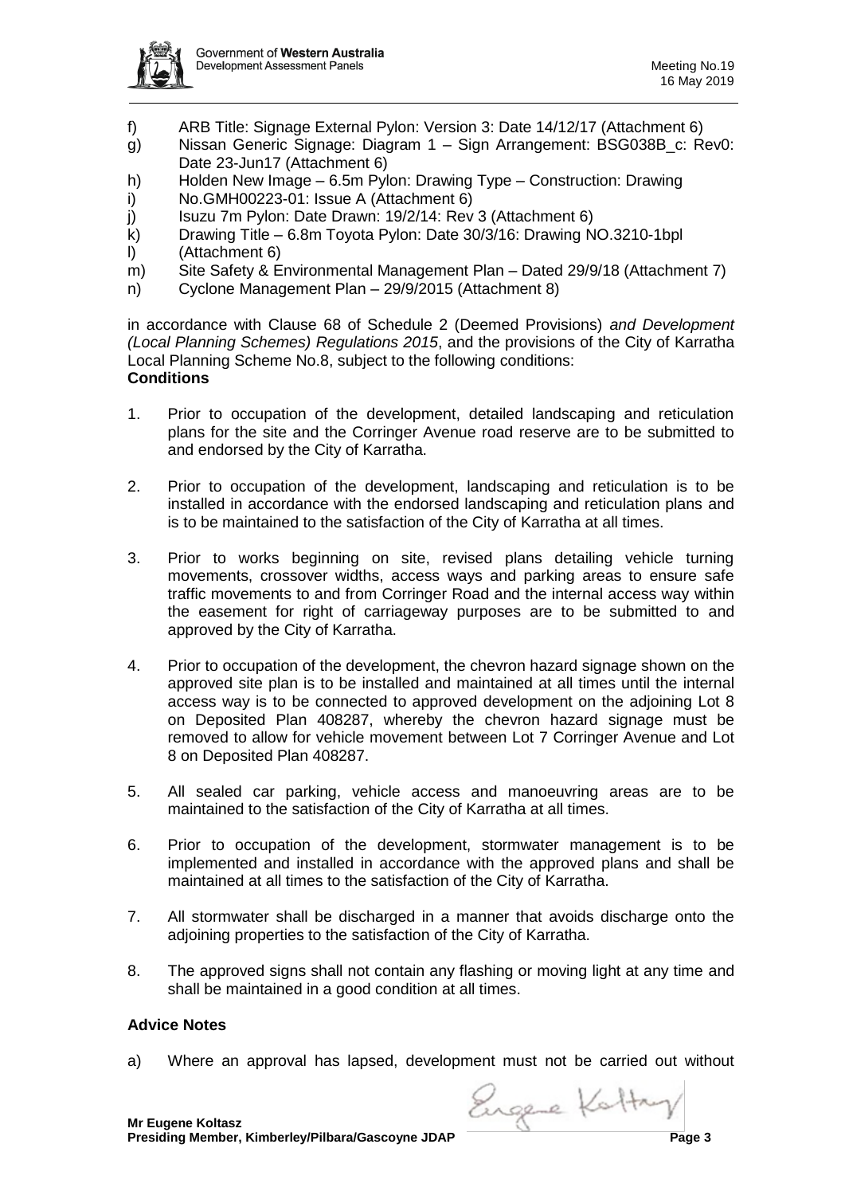f) ARB Title: Signage External Pylon: Version 3: Date 14/12/17 (Attachment 6)
g) Nissan Generic Signage: Diagram 1 – Sign Arrangement: BSG038B_c: Rev0: Date 23-Jun17 (Attachment 6)
h) Holden New Image – 6.5m Pylon: Drawing Type – Construction: Drawing
i) No.GMH00223-01: Issue A (Attachment 6)
j) Isuzu 7m Pylon: Date Drawn: 19/2/14: Rev 3 (Attachment 6)
k) Drawing Title – 6.8m Toyota Pylon: Date 30/3/16: Drawing NO.3210-1bpl
l) (Attachment 6)
m) Site Safety & Environmental Management Plan – Dated 29/9/18 (Attachment 7)
n) Cyclone Management Plan – 29/9/2015 (Attachment 8)

in accordance with Clause 68 of Schedule 2 (Deemed Provisions) *and Development (Local Planning Schemes) Regulations 2015*, and the provisions of the City of Karratha Local Planning Scheme No.8, subject to the following conditions:

**Conditions**

1. Prior to occupation of the development, detailed landscaping and reticulation plans for the site and the Corringer Avenue road reserve are to be submitted to and endorsed by the City of Karratha.

2. Prior to occupation of the development, landscaping and reticulation is to be installed in accordance with the endorsed landscaping and reticulation plans and is to be maintained to the satisfaction of the City of Karratha at all times.

3. Prior to works beginning on site, revised plans detailing vehicle turning movements, crossover widths, access ways and parking areas to ensure safe traffic movements to and from Corringer Road and the internal access way within the easement for right of carriageway purposes are to be submitted to and approved by the City of Karratha.

4. Prior to occupation of the development, the chevron hazard signage shown on the approved site plan is to be installed and maintained at all times until the internal access way is to be connected to approved development on the adjoining Lot 8 on Deposited Plan 408287, whereby the chevron hazard signage must be removed to allow for vehicle movement between Lot 7 Corringer Avenue and Lot 8 on Deposited Plan 408287.

5. All sealed car parking, vehicle access and manoeuvring areas are to be maintained to the satisfaction of the City of Karratha at all times.

6. Prior to occupation of the development, stormwater management is to be implemented and installed in accordance with the approved plans and shall be maintained at all times to the satisfaction of the City of Karratha.

7. All stormwater shall be discharged in a manner that avoids discharge onto the adjoining properties to the satisfaction of the City of Karratha.

8. The approved signs shall not contain any flashing or moving light at any time and shall be maintained in a good condition at all times.

**Advice Notes**

a) Where an approval has lapsed, development must not be carried out without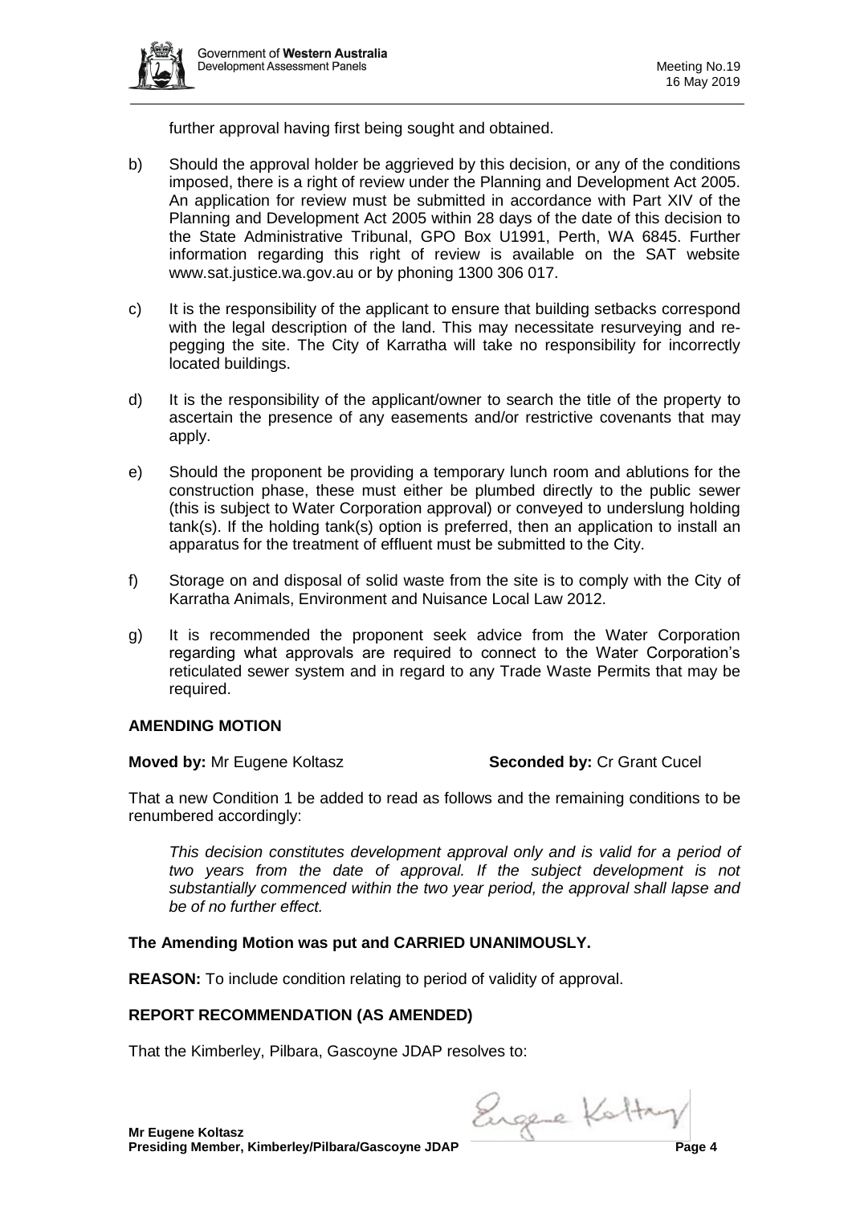further approval having first being sought and obtained.

b) Should the approval holder be aggrieved by this decision, or any of the conditions imposed, there is a right of review under the Planning and Development Act 2005. An application for review must be submitted in accordance with Part XIV of the Planning and Development Act 2005 within 28 days of the date of this decision to the State Administrative Tribunal, GPO Box U1991, Perth, WA 6845. Further information regarding this right of review is available on the SAT website www.sat.justice.wa.gov.au or by phoning 1300 306 017.

c) It is the responsibility of the applicant to ensure that building setbacks correspond with the legal description of the land. This may necessitate resurveying and re-pegging the site. The City of Karratha will take no responsibility for incorrectly located buildings.

d) It is the responsibility of the applicant/owner to search the title of the property to ascertain the presence of any easements and/or restrictive covenants that may apply.

e) Should the proponent be providing a temporary lunch room and ablutions for the construction phase, these must either be plumbed directly to the public sewer (this is subject to Water Corporation approval) or conveyed to underslung holding tank(s). If the holding tank(s) option is preferred, then an application to install an apparatus for the treatment of effluent must be submitted to the City.

f) Storage on and disposal of solid waste from the site is to comply with the City of Karratha Animals, Environment and Nuisance Local Law 2012.

g) It is recommended the proponent seek advice from the Water Corporation regarding what approvals are required to connect to the Water Corporation's reticulated sewer system and in regard to any Trade Waste Permits that may be required.

**AMENDING MOTION**

**Moved by:** Mr Eugene Koltasz **Seconded by:** Cr Grant Cucel

That a new Condition 1 be added to read as follows and the remaining conditions to be renumbered accordingly:

*This decision constitutes development approval only and is valid for a period of two years from the date of approval. If the subject development is not substantially commenced within the two year period, the approval shall lapse and be of no further effect.*

**The Amending Motion was put and CARRIED UNANIMOUSLY.**

**REASON:** To include condition relating to period of validity of approval.

**REPORT RECOMMENDATION (AS AMENDED)**

That the Kimberley, Pilbara, Gascoyne JDAP resolves to:

**Mr Eugene Koltasz**
**Presiding Member, Kimberley/Pilbara/Gascoyne JDAP**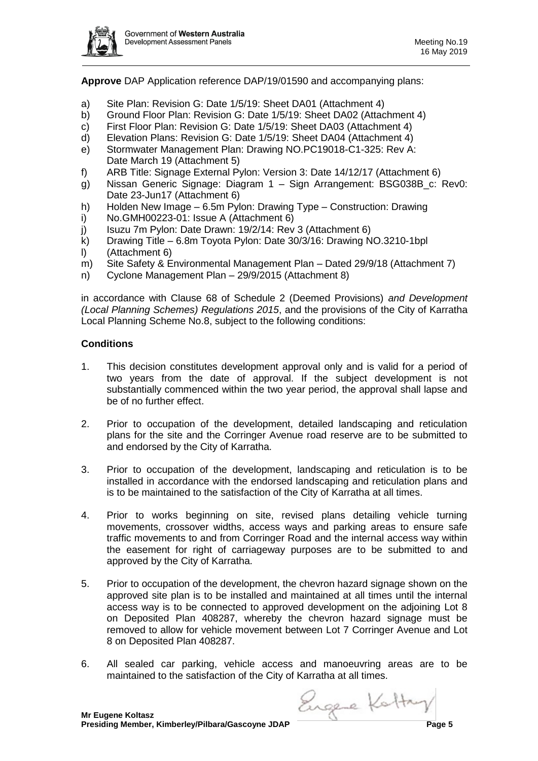**Approve** DAP Application reference DAP/19/01590 and accompanying plans:

a) Site Plan: Revision G: Date 1/5/19: Sheet DA01 (Attachment 4)
b) Ground Floor Plan: Revision G: Date 1/5/19: Sheet DA02 (Attachment 4)
c) First Floor Plan: Revision G: Date 1/5/19: Sheet DA03 (Attachment 4)
d) Elevation Plans: Revision G: Date 1/5/19: Sheet DA04 (Attachment 4)
e) Stormwater Management Plan: Drawing NO.PC19018-C1-325: Rev A: Date March 19 (Attachment 5)
f) ARB Title: Signage External Pylon: Version 3: Date 14/12/17 (Attachment 6)
g) Nissan Generic Signage: Diagram 1 – Sign Arrangement: BSG038B_c: Rev0: Date 23-Jun17 (Attachment 6)
h) Holden New Image – 6.5m Pylon: Drawing Type – Construction: Drawing
i) No.GMH00223-01: Issue A (Attachment 6)
j) Isuzu 7m Pylon: Date Drawn: 19/2/14: Rev 3 (Attachment 6)
k) Drawing Title – 6.8m Toyota Pylon: Date 30/3/16: Drawing NO.3210-1bpl
l) (Attachment 6)
m) Site Safety & Environmental Management Plan – Dated 29/9/18 (Attachment 7)
n) Cyclone Management Plan – 29/9/2015 (Attachment 8)

in accordance with Clause 68 of Schedule 2 (Deemed Provisions) *and Development (Local Planning Schemes) Regulations 2015*, and the provisions of the City of Karratha Local Planning Scheme No.8, subject to the following conditions:

**Conditions**

1. This decision constitutes development approval only and is valid for a period of two years from the date of approval. If the subject development is not substantially commenced within the two year period, the approval shall lapse and be of no further effect.

2. Prior to occupation of the development, detailed landscaping and reticulation plans for the site and the Corringer Avenue road reserve are to be submitted to and endorsed by the City of Karratha.

3. Prior to occupation of the development, landscaping and reticulation is to be installed in accordance with the endorsed landscaping and reticulation plans and is to be maintained to the satisfaction of the City of Karratha at all times.

4. Prior to works beginning on site, revised plans detailing vehicle turning movements, crossover widths, access ways and parking areas to ensure safe traffic movements to and from Corringer Road and the internal access way within the easement for right of carriageway purposes are to be submitted to and approved by the City of Karratha.

5. Prior to occupation of the development, the chevron hazard signage shown on the approved site plan is to be installed and maintained at all times until the internal access way is to be connected to approved development on the adjoining Lot 8 on Deposited Plan 408287, whereby the chevron hazard signage must be removed to allow for vehicle movement between Lot 7 Corringer Avenue and Lot 8 on Deposited Plan 408287.

6. All sealed car parking, vehicle access and manoeuvring areas are to be maintained to the satisfaction of the City of Karratha at all times.

**Mr Eugene Koltasz**
**Presiding Member, Kimberley/Pilbara/Gascoyne JDAP**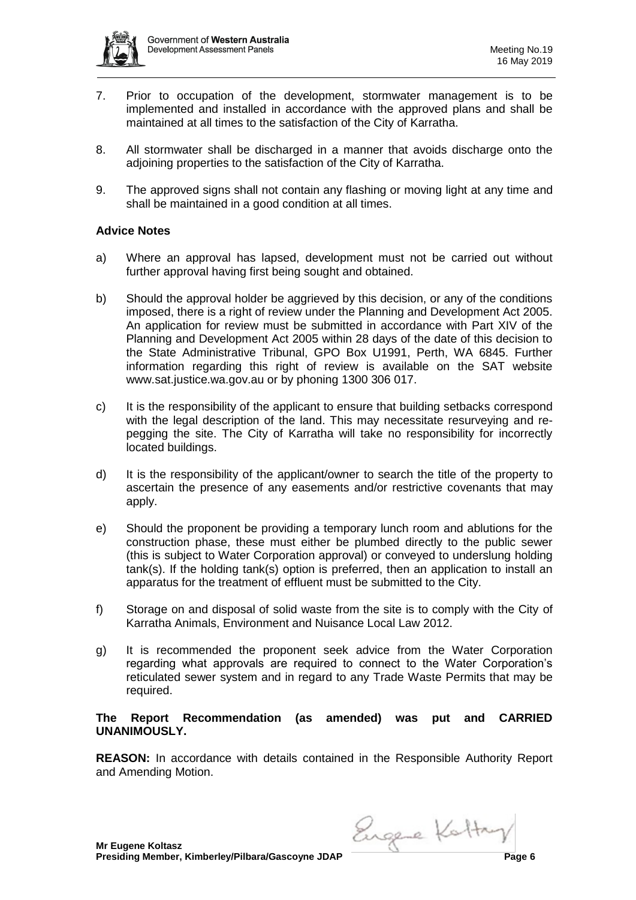7. Prior to occupation of the development, stormwater management is to be implemented and installed in accordance with the approved plans and shall be maintained at all times to the satisfaction of the City of Karratha.

8. All stormwater shall be discharged in a manner that avoids discharge onto the adjoining properties to the satisfaction of the City of Karratha.

9. The approved signs shall not contain any flashing or moving light at any time and shall be maintained in a good condition at all times.

**Advice Notes**

a) Where an approval has lapsed, development must not be carried out without further approval having first being sought and obtained.

b) Should the approval holder be aggrieved by this decision, or any of the conditions imposed, there is a right of review under the Planning and Development Act 2005. An application for review must be submitted in accordance with Part XIV of the Planning and Development Act 2005 within 28 days of the date of this decision to the State Administrative Tribunal, GPO Box U1991, Perth, WA 6845. Further information regarding this right of review is available on the SAT website www.sat.justice.wa.gov.au or by phoning 1300 306 017.

c) It is the responsibility of the applicant to ensure that building setbacks correspond with the legal description of the land. This may necessitate resurveying and re-pegging the site. The City of Karratha will take no responsibility for incorrectly located buildings.

d) It is the responsibility of the applicant/owner to search the title of the property to ascertain the presence of any easements and/or restrictive covenants that may apply.

e) Should the proponent be providing a temporary lunch room and ablutions for the construction phase, these must either be plumbed directly to the public sewer (this is subject to Water Corporation approval) or conveyed to underslung holding tank(s). If the holding tank(s) option is preferred, then an application to install an apparatus for the treatment of effluent must be submitted to the City.

f) Storage on and disposal of solid waste from the site is to comply with the City of Karratha Animals, Environment and Nuisance Local Law 2012.

g) It is recommended the proponent seek advice from the Water Corporation regarding what approvals are required to connect to the Water Corporation's reticulated sewer system and in regard to any Trade Waste Permits that may be required.

**The Report Recommendation (as amended) was put and CARRIED UNANIMOUSLY.**

**REASON:** In accordance with details contained in the Responsible Authority Report and Amending Motion.

**Mr Eugene Koltasz**
**Presiding Member, Kimberley/Pilbara/Gascoyne JDAP**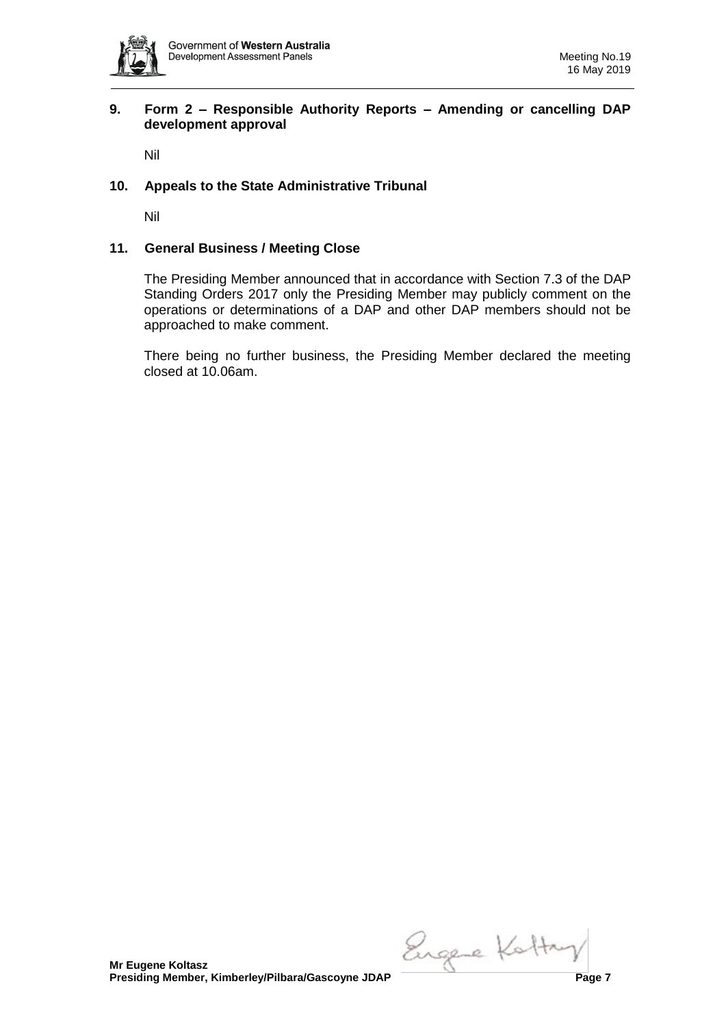**9. Form 2 – Responsible Authority Reports – Amending or cancelling DAP development approval**

Nil

**10. Appeals to the State Administrative Tribunal**

Nil

**11. General Business / Meeting Close**

The Presiding Member announced that in accordance with Section 7.3 of the DAP Standing Orders 2017 only the Presiding Member may publicly comment on the operations or determinations of a DAP and other DAP members should not be approached to make comment.

There being no further business, the Presiding Member declared the meeting closed at 10.06am.

**Mr Eugene Koltasz**
**Presiding Member, Kimberley/Pilbara/Gascoyne JDAP**